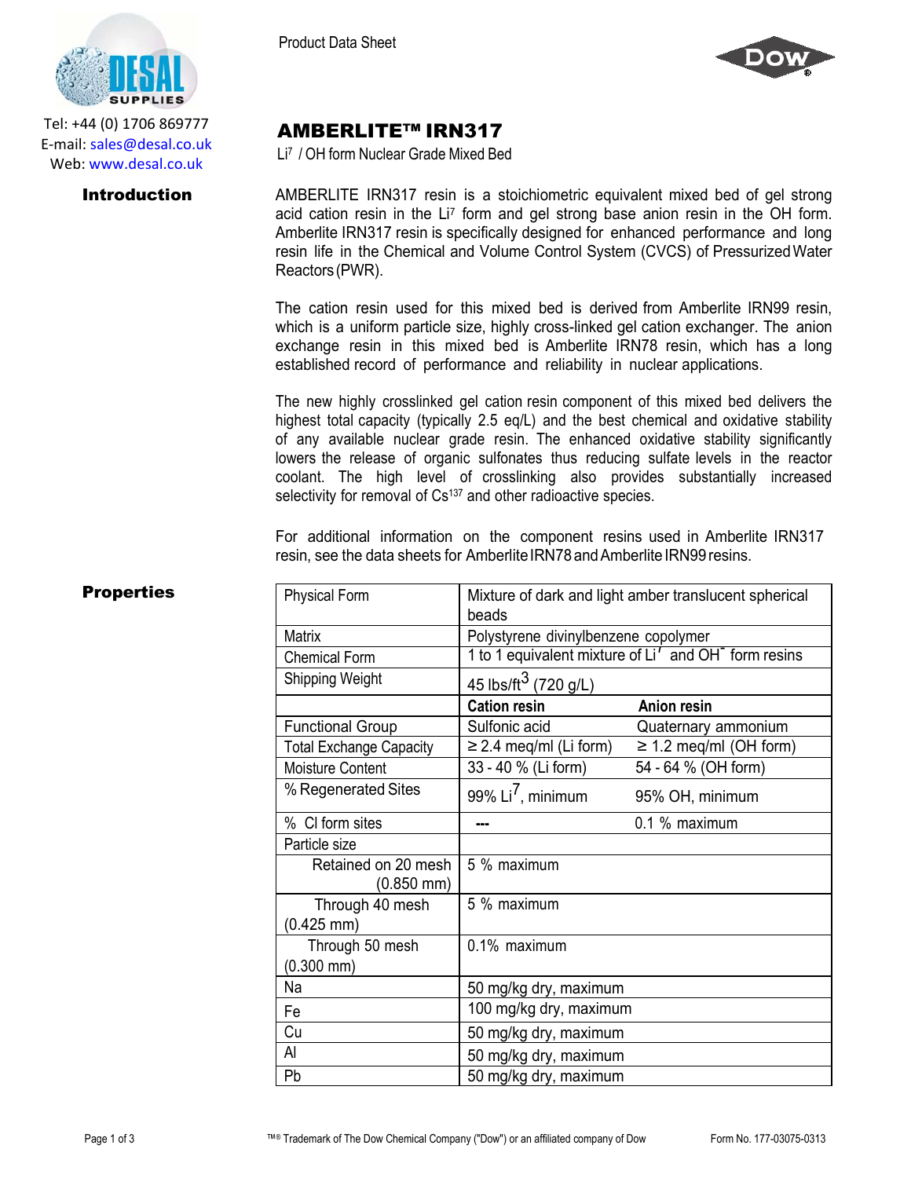Tel: +44 (0) 1706 869777
E-mail: sales@desal.co.uk
Web: www.desal.co.uk

Product Data Sheet

# AMBERLITE™ IRN317

$Li^7$ / OH form Nuclear Grade Mixed Bed

## Introduction

AMBERLITE IRN317 resin is a stoichiometric equivalent mixed bed of gel strong acid cation resin in the $Li^7$ form and gel strong base anion resin in the OH form. Amberlite IRN317 resin is specifically designed for enhanced performance and long resin life in the Chemical and Volume Control System (CVCS) of Pressurized Water Reactors (PWR).

The cation resin used for this mixed bed is derived from Amberlite IRN99 resin, which is a uniform particle size, highly cross-linked gel cation exchanger. The anion exchange resin in this mixed bed is Amberlite IRN78 resin, which has a long established record of performance and reliability in nuclear applications.

The new highly crosslinked gel cation resin component of this mixed bed delivers the highest total capacity (typically 2.5 eq/L) and the best chemical and oxidative stability of any available nuclear grade resin. The enhanced oxidative stability significantly lowers the release of organic sulfonates thus reducing sulfate levels in the reactor coolant. The high level of crosslinking also provides substantially increased selectivity for removal of $Cs^{137}$ and other radioactive species.

For additional information on the component resins used in Amberlite IRN317 resin, see the data sheets for Amberlite IRN78 and Amberlite IRN99 resins.

## Properties

| Property | | |
|---|---|---|
| Physical Form | Mixture of dark and light amber translucent spherical beads | |
| Matrix | Polystyrene divinylbenzene copolymer | |
| Chemical Form | 1 to 1 equivalent mixture of $Li^7$ and $OH^-$ form resins | |
| Shipping Weight | 45 lbs/ft$^3$ (720 g/L) | |
| | **Cation resin** | **Anion resin** |
| Functional Group | Sulfonic acid | Quaternary ammonium |
| Total Exchange Capacity | ≥ 2.4 meq/ml (Li form) | ≥ 1.2 meq/ml (OH form) |
| Moisture Content | 33 - 40 % (Li form) | 54 - 64 % (OH form) |
| % Regenerated Sites | 99% $Li^7$, minimum | 95% OH, minimum |
| % Cl form sites | --- | 0.1 % maximum |
| Particle size | | |
| Retained on 20 mesh (0.850 mm) | 5 % maximum | |
| Through 40 mesh (0.425 mm) | 5 % maximum | |
| Through 50 mesh (0.300 mm) | 0.1% maximum | |
| Na | 50 mg/kg dry, maximum | |
| Fe | 100 mg/kg dry, maximum | |
| Cu | 50 mg/kg dry, maximum | |
| Al | 50 mg/kg dry, maximum | |
| Pb | 50 mg/kg dry, maximum | |

™® Trademark of The Dow Chemical Company ("Dow") or an affiliated company of Dow

Form No. 177-03075-0313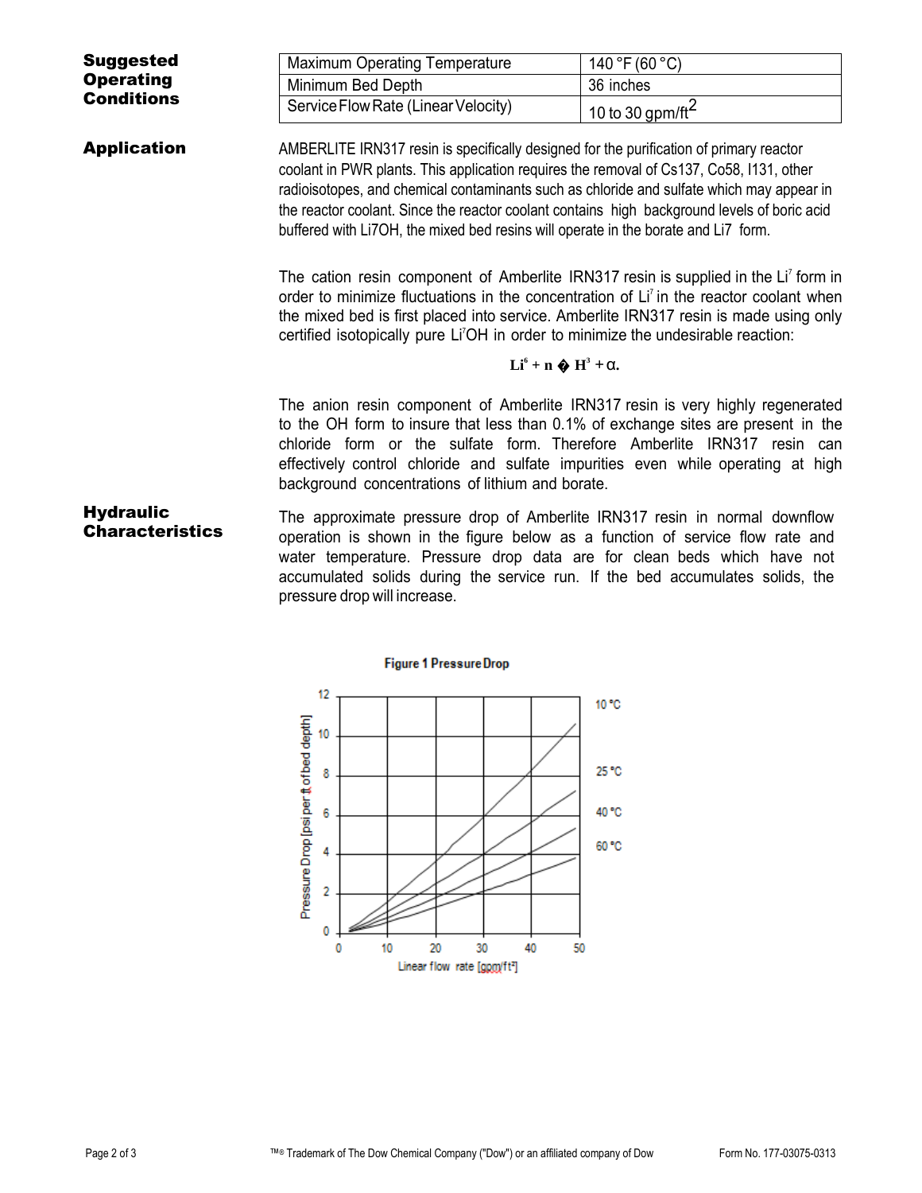## Suggested Operating Conditions

| Maximum Operating Temperature | 140 °F (60 °C) |
|---|---|
| Minimum Bed Depth | 36 inches |
| Service Flow Rate (Linear Velocity) | 10 to 30 gpm/ft$^2$ |

## Application

AMBERLITE IRN317 resin is specifically designed for the purification of primary reactor coolant in PWR plants. This application requires the removal of Cs137, Co58, I131, other radioisotopes, and chemical contaminants such as chloride and sulfate which may appear in the reactor coolant. Since the reactor coolant contains high background levels of boric acid buffered with Li7OH, the mixed bed resins will operate in the borate and Li7 form.

The cation resin component of Amberlite IRN317 resin is supplied in the $Li^7$ form in order to minimize fluctuations in the concentration of $Li^7$ in the reactor coolant when the mixed bed is first placed into service. Amberlite IRN317 resin is made using only certified isotopically pure $Li^7OH$ in order to minimize the undesirable reaction:

$$Li^6 + n \rightarrow H^3 + \alpha.$$

The anion resin component of Amberlite IRN317 resin is very highly regenerated to the OH form to insure that less than 0.1% of exchange sites are present in the chloride form or the sulfate form. Therefore Amberlite IRN317 resin can effectively control chloride and sulfate impurities even while operating at high background concentrations of lithium and borate.

## Hydraulic Characteristics

The approximate pressure drop of Amberlite IRN317 resin in normal downflow operation is shown in the figure below as a function of service flow rate and water temperature. Pressure drop data are for clean beds which have not accumulated solids during the service run. If the bed accumulates solids, the pressure drop will increase.

**Figure 1 Pressure Drop**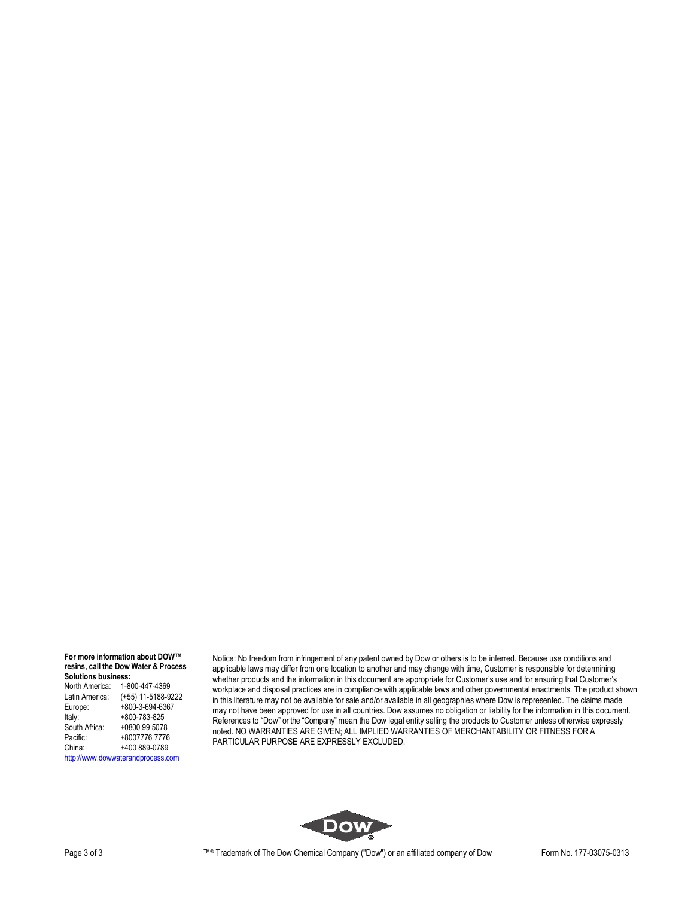**For more information about DOW™ resins, call the Dow Water & Process Solutions business:**

| | |
|---|---|
| North America: | 1-800-447-4369 |
| Latin America: | (+55) 11-5188-9222 |
| Europe: | +800-3-694-6367 |
| Italy: | +800-783-825 |
| South Africa: | +0800 99 5078 |
| Pacific: | +8007776 7776 |
| China: | +400 889-0789 |

http://www.dowwaterandprocess.com

Notice: No freedom from infringement of any patent owned by Dow or others is to be inferred. Because use conditions and applicable laws may differ from one location to another and may change with time, Customer is responsible for determining whether products and the information in this document are appropriate for Customer's use and for ensuring that Customer's workplace and disposal practices are in compliance with applicable laws and other governmental enactments. The product shown in this literature may not be available for sale and/or available in all geographies where Dow is represented. The claims made may not have been approved for use in all countries. Dow assumes no obligation or liability for the information in this document. References to "Dow" or the "Company" mean the Dow legal entity selling the products to Customer unless otherwise expressly noted. NO WARRANTIES ARE GIVEN; ALL IMPLIED WARRANTIES OF MERCHANTABILITY OR FITNESS FOR A PARTICULAR PURPOSE ARE EXPRESSLY EXCLUDED.

™® Trademark of The Dow Chemical Company ("Dow") or an affiliated company of Dow

Form No. 177-03075-0313